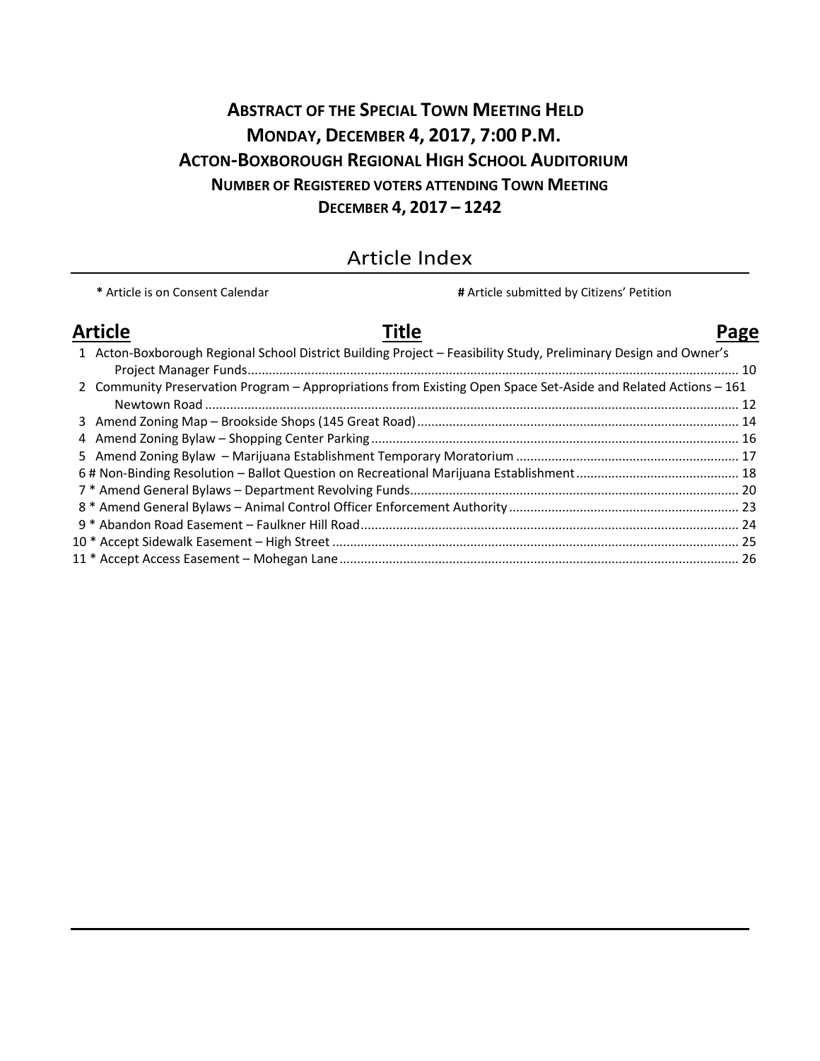# ABSTRACT OF THE SPECIAL TOWN MEETING HELD
# MONDAY, DECEMBER 4, 2017, 7:00 P.M.
# ACTON-BOXBOROUGH REGIONAL HIGH SCHOOL AUDITORIUM
## NUMBER OF REGISTERED VOTERS ATTENDING TOWN MEETING
## DECEMBER 4, 2017 – 1242

## Article Index

**\*** Article is on Consent Calendar **#** Article submitted by Citizens' Petition

| Article | Title | Page |
|---|---|---|
| 1 | Acton-Boxborough Regional School District Building Project – Feasibility Study, Preliminary Design and Owner's Project Manager Funds | 10 |
| 2 | Community Preservation Program – Appropriations from Existing Open Space Set-Aside and Related Actions – 161 Newtown Road | 12 |
| 3 | Amend Zoning Map – Brookside Shops (145 Great Road) | 14 |
| 4 | Amend Zoning Bylaw – Shopping Center Parking | 16 |
| 5 | Amend Zoning Bylaw – Marijuana Establishment Temporary Moratorium | 17 |
| 6 # | Non-Binding Resolution – Ballot Question on Recreational Marijuana Establishment | 18 |
| 7 * | Amend General Bylaws – Department Revolving Funds | 20 |
| 8 * | Amend General Bylaws – Animal Control Officer Enforcement Authority | 23 |
| 9 * | Abandon Road Easement – Faulkner Hill Road | 24 |
| 10 * | Accept Sidewalk Easement – High Street | 25 |
| 11 * | Accept Access Easement – Mohegan Lane | 26 |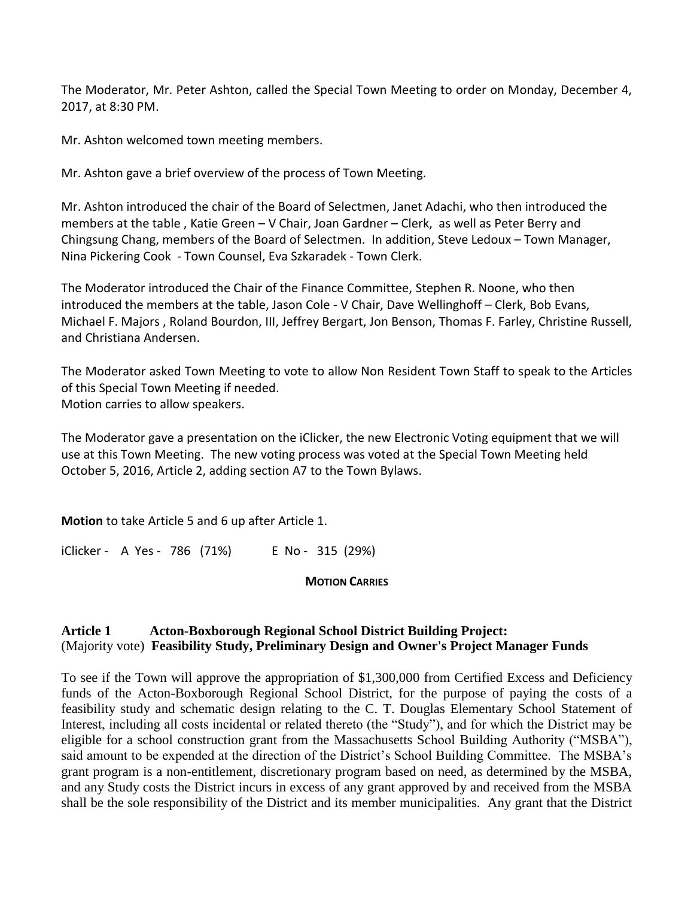The Moderator, Mr. Peter Ashton, called the Special Town Meeting to order on Monday, December 4, 2017, at 8:30 PM.

Mr. Ashton welcomed town meeting members.

Mr. Ashton gave a brief overview of the process of Town Meeting.

Mr. Ashton introduced the chair of the Board of Selectmen, Janet Adachi, who then introduced the members at the table , Katie Green – V Chair, Joan Gardner – Clerk, as well as Peter Berry and Chingsung Chang, members of the Board of Selectmen. In addition, Steve Ledoux – Town Manager, Nina Pickering Cook - Town Counsel, Eva Szkaradek - Town Clerk.

The Moderator introduced the Chair of the Finance Committee, Stephen R. Noone, who then introduced the members at the table, Jason Cole - V Chair, Dave Wellinghoff – Clerk, Bob Evans, Michael F. Majors , Roland Bourdon, III, Jeffrey Bergart, Jon Benson, Thomas F. Farley, Christine Russell, and Christiana Andersen.

The Moderator asked Town Meeting to vote to allow Non Resident Town Staff to speak to the Articles of this Special Town Meeting if needed.
Motion carries to allow speakers.

The Moderator gave a presentation on the iClicker, the new Electronic Voting equipment that we will use at this Town Meeting. The new voting process was voted at the Special Town Meeting held October 5, 2016, Article 2, adding section A7 to the Town Bylaws.

**Motion** to take Article 5 and 6 up after Article 1.

iClicker - A Yes - 786 (71%) E No - 315 (29%)

**MOTION CARRIES**

**Article 1 Acton-Boxborough Regional School District Building Project:**
(Majority vote) **Feasibility Study, Preliminary Design and Owner's Project Manager Funds**

To see if the Town will approve the appropriation of $1,300,000 from Certified Excess and Deficiency funds of the Acton-Boxborough Regional School District, for the purpose of paying the costs of a feasibility study and schematic design relating to the C. T. Douglas Elementary School Statement of Interest, including all costs incidental or related thereto (the "Study"), and for which the District may be eligible for a school construction grant from the Massachusetts School Building Authority ("MSBA"), said amount to be expended at the direction of the District's School Building Committee. The MSBA's grant program is a non-entitlement, discretionary program based on need, as determined by the MSBA, and any Study costs the District incurs in excess of any grant approved by and received from the MSBA shall be the sole responsibility of the District and its member municipalities. Any grant that the District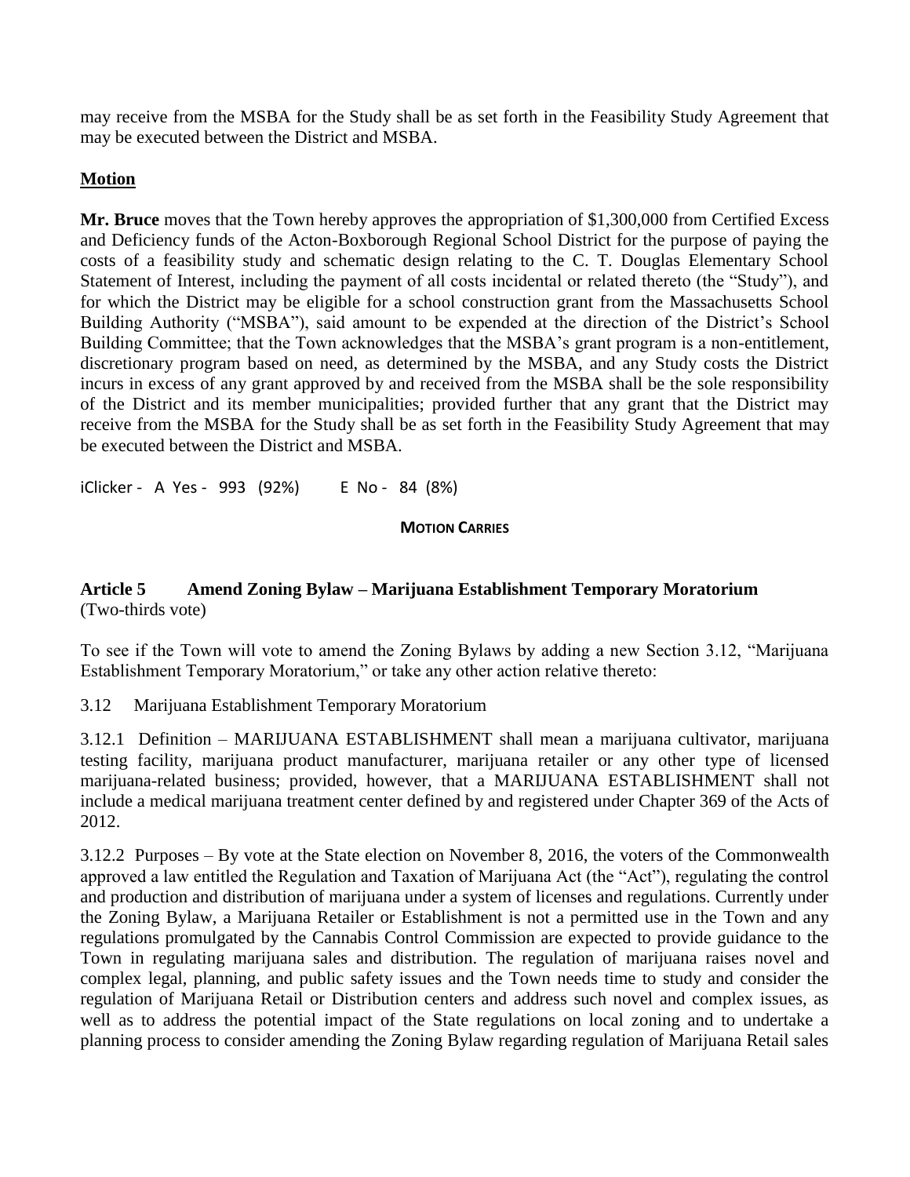may receive from the MSBA for the Study shall be as set forth in the Feasibility Study Agreement that may be executed between the District and MSBA.

**Motion**

**Mr. Bruce** moves that the Town hereby approves the appropriation of $1,300,000 from Certified Excess and Deficiency funds of the Acton-Boxborough Regional School District for the purpose of paying the costs of a feasibility study and schematic design relating to the C. T. Douglas Elementary School Statement of Interest, including the payment of all costs incidental or related thereto (the "Study"), and for which the District may be eligible for a school construction grant from the Massachusetts School Building Authority ("MSBA"), said amount to be expended at the direction of the District's School Building Committee; that the Town acknowledges that the MSBA's grant program is a non-entitlement, discretionary program based on need, as determined by the MSBA, and any Study costs the District incurs in excess of any grant approved by and received from the MSBA shall be the sole responsibility of the District and its member municipalities; provided further that any grant that the District may receive from the MSBA for the Study shall be as set forth in the Feasibility Study Agreement that may be executed between the District and MSBA.

iClicker - A Yes - 993 (92%) E No - 84 (8%)

**MOTION CARRIES**

**Article 5 Amend Zoning Bylaw – Marijuana Establishment Temporary Moratorium**
(Two-thirds vote)

To see if the Town will vote to amend the Zoning Bylaws by adding a new Section 3.12, "Marijuana Establishment Temporary Moratorium," or take any other action relative thereto:

3.12 Marijuana Establishment Temporary Moratorium

3.12.1 Definition – MARIJUANA ESTABLISHMENT shall mean a marijuana cultivator, marijuana testing facility, marijuana product manufacturer, marijuana retailer or any other type of licensed marijuana-related business; provided, however, that a MARIJUANA ESTABLISHMENT shall not include a medical marijuana treatment center defined by and registered under Chapter 369 of the Acts of 2012.

3.12.2 Purposes – By vote at the State election on November 8, 2016, the voters of the Commonwealth approved a law entitled the Regulation and Taxation of Marijuana Act (the "Act"), regulating the control and production and distribution of marijuana under a system of licenses and regulations. Currently under the Zoning Bylaw, a Marijuana Retailer or Establishment is not a permitted use in the Town and any regulations promulgated by the Cannabis Control Commission are expected to provide guidance to the Town in regulating marijuana sales and distribution. The regulation of marijuana raises novel and complex legal, planning, and public safety issues and the Town needs time to study and consider the regulation of Marijuana Retail or Distribution centers and address such novel and complex issues, as well as to address the potential impact of the State regulations on local zoning and to undertake a planning process to consider amending the Zoning Bylaw regarding regulation of Marijuana Retail sales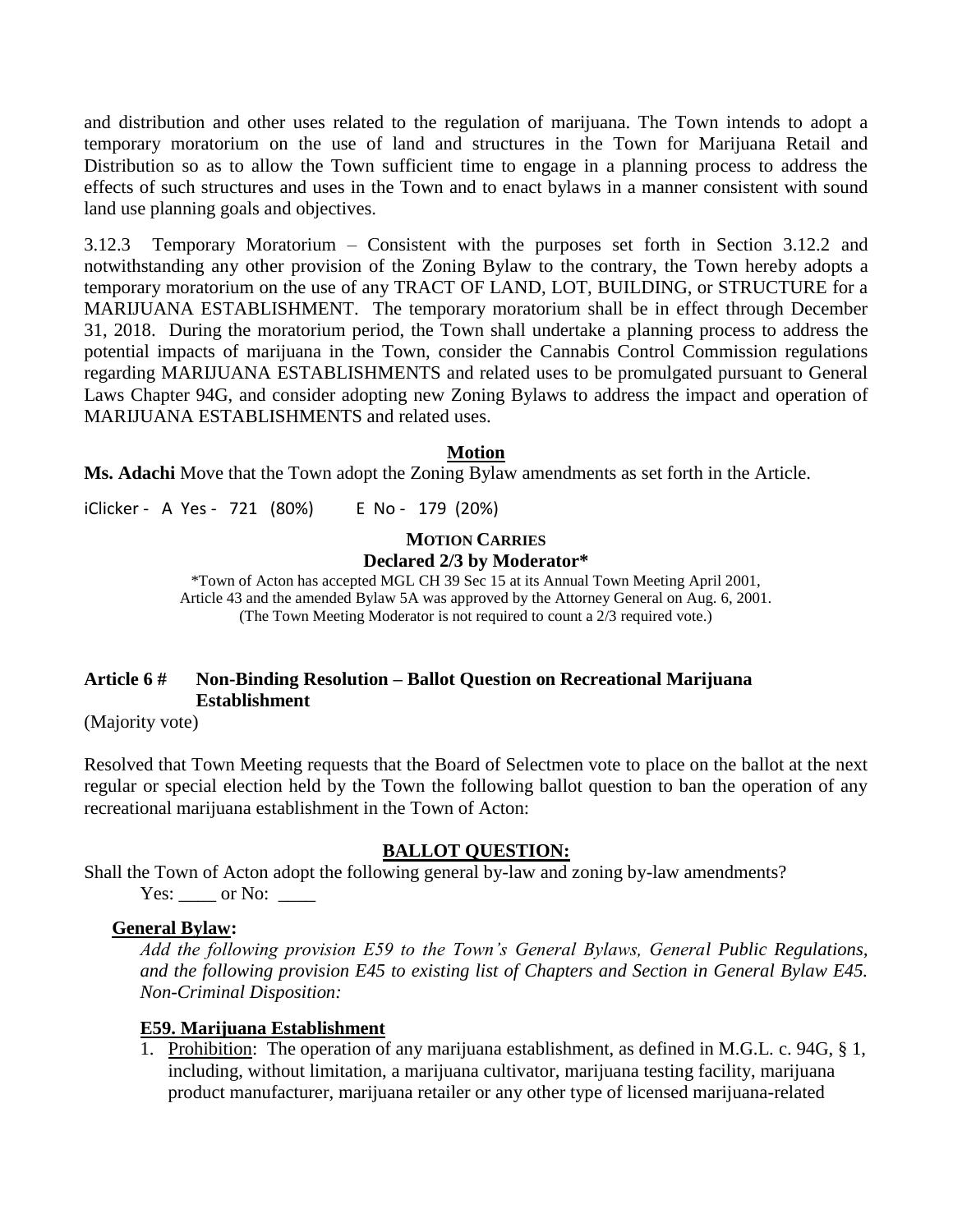and distribution and other uses related to the regulation of marijuana. The Town intends to adopt a temporary moratorium on the use of land and structures in the Town for Marijuana Retail and Distribution so as to allow the Town sufficient time to engage in a planning process to address the effects of such structures and uses in the Town and to enact bylaws in a manner consistent with sound land use planning goals and objectives.

3.12.3 Temporary Moratorium – Consistent with the purposes set forth in Section 3.12.2 and notwithstanding any other provision of the Zoning Bylaw to the contrary, the Town hereby adopts a temporary moratorium on the use of any TRACT OF LAND, LOT, BUILDING, or STRUCTURE for a MARIJUANA ESTABLISHMENT. The temporary moratorium shall be in effect through December 31, 2018. During the moratorium period, the Town shall undertake a planning process to address the potential impacts of marijuana in the Town, consider the Cannabis Control Commission regulations regarding MARIJUANA ESTABLISHMENTS and related uses to be promulgated pursuant to General Laws Chapter 94G, and consider adopting new Zoning Bylaws to address the impact and operation of MARIJUANA ESTABLISHMENTS and related uses.

**Motion**

**Ms. Adachi** Move that the Town adopt the Zoning Bylaw amendments as set forth in the Article.

iClicker - A Yes - 721 (80%) E No - 179 (20%)

**MOTION CARRIES**

**Declared 2/3 by Moderator***

*Town of Acton has accepted MGL CH 39 Sec 15 at its Annual Town Meeting April 2001, Article 43 and the amended Bylaw 5A was approved by the Attorney General on Aug. 6, 2001. (The Town Meeting Moderator is not required to count a 2/3 required vote.)

### Article 6 # Non-Binding Resolution – Ballot Question on Recreational Marijuana Establishment

(Majority vote)

Resolved that Town Meeting requests that the Board of Selectmen vote to place on the ballot at the next regular or special election held by the Town the following ballot question to ban the operation of any recreational marijuana establishment in the Town of Acton:

**BALLOT QUESTION:**

Shall the Town of Acton adopt the following general by-law and zoning by-law amendments?

Yes: ____ or No: ____

**General Bylaw:**

*Add the following provision E59 to the Town's General Bylaws, General Public Regulations, and the following provision E45 to existing list of Chapters and Section in General Bylaw E45. Non-Criminal Disposition:*

**E59. Marijuana Establishment**

1. Prohibition: The operation of any marijuana establishment, as defined in M.G.L. c. 94G, § 1, including, without limitation, a marijuana cultivator, marijuana testing facility, marijuana product manufacturer, marijuana retailer or any other type of licensed marijuana-related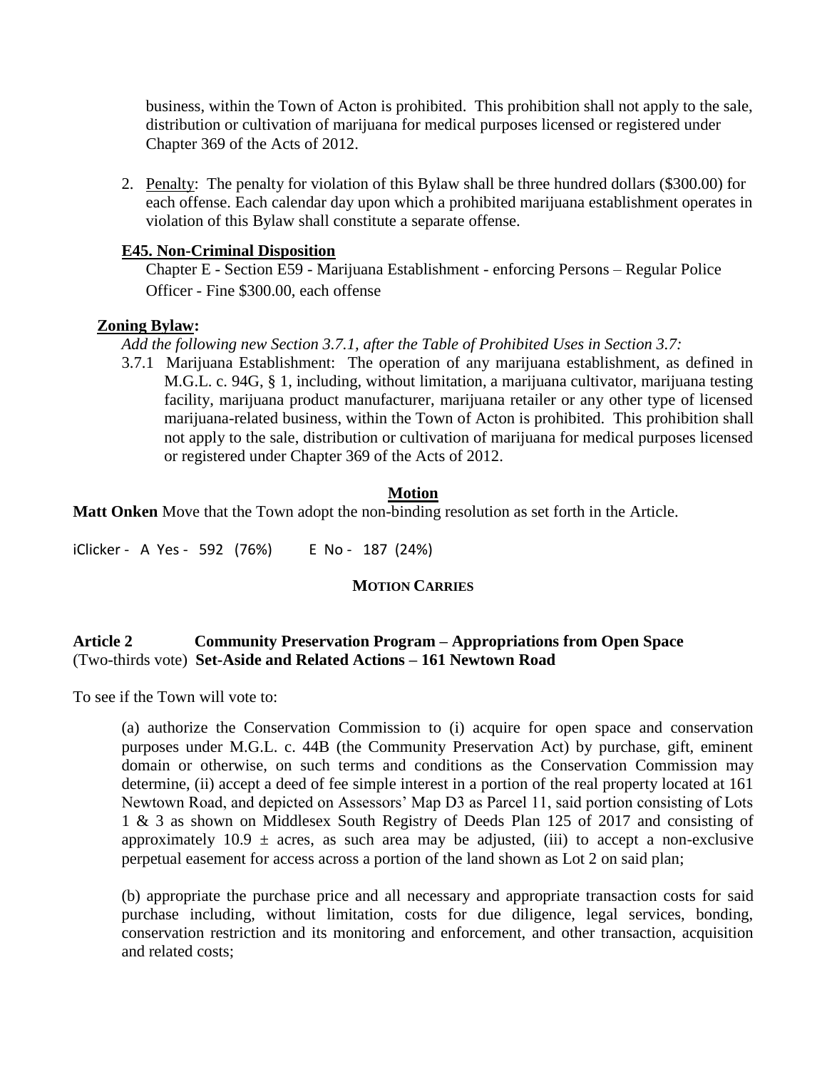business, within the Town of Acton is prohibited. This prohibition shall not apply to the sale, distribution or cultivation of marijuana for medical purposes licensed or registered under Chapter 369 of the Acts of 2012.

2. Penalty: The penalty for violation of this Bylaw shall be three hundred dollars ($300.00) for each offense. Each calendar day upon which a prohibited marijuana establishment operates in violation of this Bylaw shall constitute a separate offense.

**E45. Non-Criminal Disposition**

Chapter E - Section E59 - Marijuana Establishment - enforcing Persons – Regular Police Officer - Fine $300.00, each offense

**Zoning Bylaw:**

*Add the following new Section 3.7.1, after the Table of Prohibited Uses in Section 3.7:*

3.7.1 Marijuana Establishment: The operation of any marijuana establishment, as defined in M.G.L. c. 94G, § 1, including, without limitation, a marijuana cultivator, marijuana testing facility, marijuana product manufacturer, marijuana retailer or any other type of licensed marijuana-related business, within the Town of Acton is prohibited. This prohibition shall not apply to the sale, distribution or cultivation of marijuana for medical purposes licensed or registered under Chapter 369 of the Acts of 2012.

**Motion**

**Matt Onken** Move that the Town adopt the non-binding resolution as set forth in the Article.

iClicker - A Yes - 592 (76%) E No - 187 (24%)

**MOTION CARRIES**

**Article 2 Community Preservation Program – Appropriations from Open Space**
(Two-thirds vote) **Set-Aside and Related Actions – 161 Newtown Road**

To see if the Town will vote to:

(a) authorize the Conservation Commission to (i) acquire for open space and conservation purposes under M.G.L. c. 44B (the Community Preservation Act) by purchase, gift, eminent domain or otherwise, on such terms and conditions as the Conservation Commission may determine, (ii) accept a deed of fee simple interest in a portion of the real property located at 161 Newtown Road, and depicted on Assessors' Map D3 as Parcel 11, said portion consisting of Lots 1 & 3 as shown on Middlesex South Registry of Deeds Plan 125 of 2017 and consisting of approximately 10.9 ± acres, as such area may be adjusted, (iii) to accept a non-exclusive perpetual easement for access across a portion of the land shown as Lot 2 on said plan;

(b) appropriate the purchase price and all necessary and appropriate transaction costs for said purchase including, without limitation, costs for due diligence, legal services, bonding, conservation restriction and its monitoring and enforcement, and other transaction, acquisition and related costs;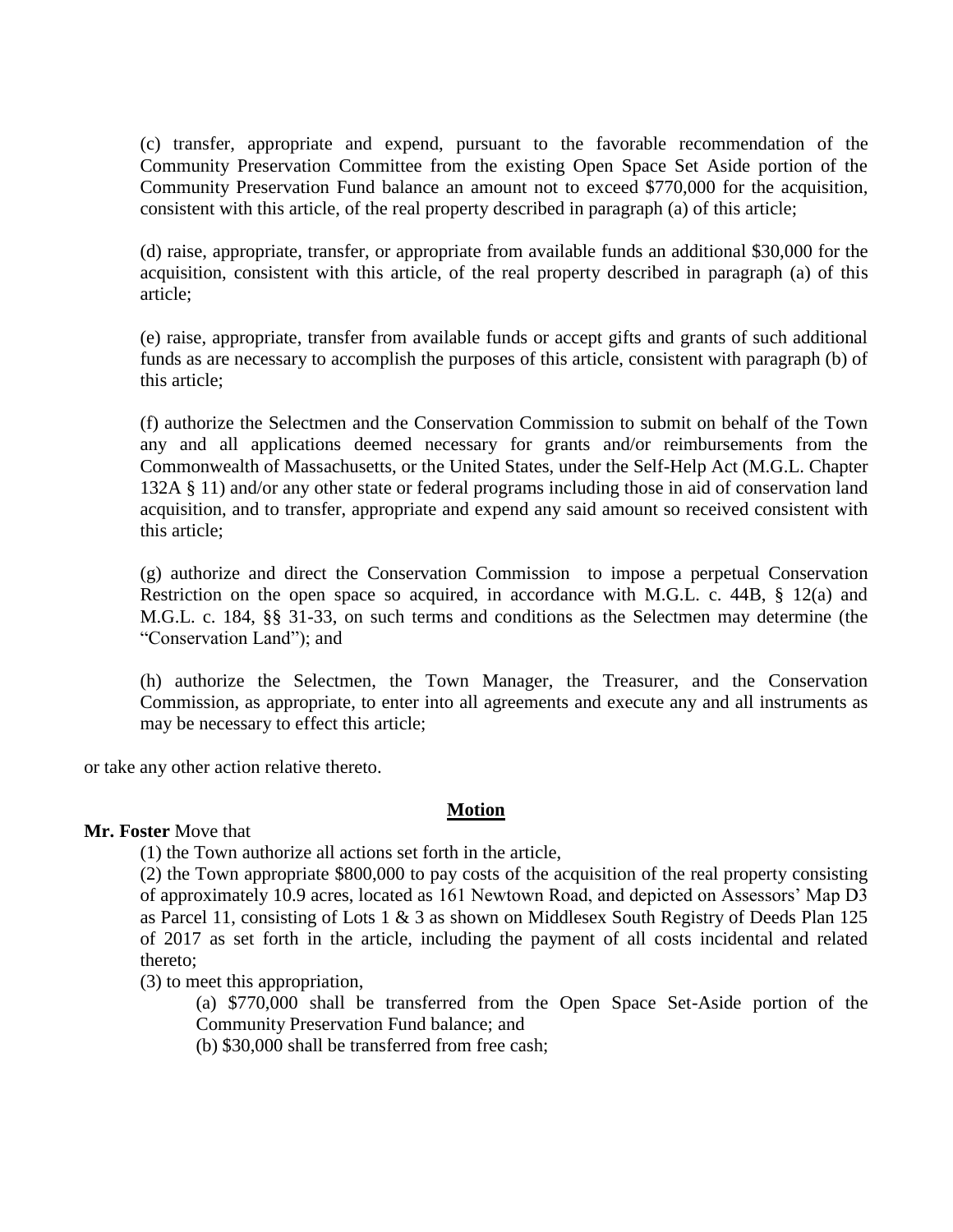(c) transfer, appropriate and expend, pursuant to the favorable recommendation of the Community Preservation Committee from the existing Open Space Set Aside portion of the Community Preservation Fund balance an amount not to exceed $770,000 for the acquisition, consistent with this article, of the real property described in paragraph (a) of this article;

(d) raise, appropriate, transfer, or appropriate from available funds an additional $30,000 for the acquisition, consistent with this article, of the real property described in paragraph (a) of this article;

(e) raise, appropriate, transfer from available funds or accept gifts and grants of such additional funds as are necessary to accomplish the purposes of this article, consistent with paragraph (b) of this article;

(f) authorize the Selectmen and the Conservation Commission to submit on behalf of the Town any and all applications deemed necessary for grants and/or reimbursements from the Commonwealth of Massachusetts, or the United States, under the Self-Help Act (M.G.L. Chapter 132A § 11) and/or any other state or federal programs including those in aid of conservation land acquisition, and to transfer, appropriate and expend any said amount so received consistent with this article;

(g) authorize and direct the Conservation Commission to impose a perpetual Conservation Restriction on the open space so acquired, in accordance with M.G.L. c. 44B, § 12(a) and M.G.L. c. 184, §§ 31-33, on such terms and conditions as the Selectmen may determine (the "Conservation Land"); and

(h) authorize the Selectmen, the Town Manager, the Treasurer, and the Conservation Commission, as appropriate, to enter into all agreements and execute any and all instruments as may be necessary to effect this article;

or take any other action relative thereto.

**Motion**

**Mr. Foster** Move that

(1) the Town authorize all actions set forth in the article,

(2) the Town appropriate $800,000 to pay costs of the acquisition of the real property consisting of approximately 10.9 acres, located as 161 Newtown Road, and depicted on Assessors' Map D3 as Parcel 11, consisting of Lots 1 & 3 as shown on Middlesex South Registry of Deeds Plan 125 of 2017 as set forth in the article, including the payment of all costs incidental and related thereto;

(3) to meet this appropriation,

(a) $770,000 shall be transferred from the Open Space Set-Aside portion of the Community Preservation Fund balance; and

(b) $30,000 shall be transferred from free cash;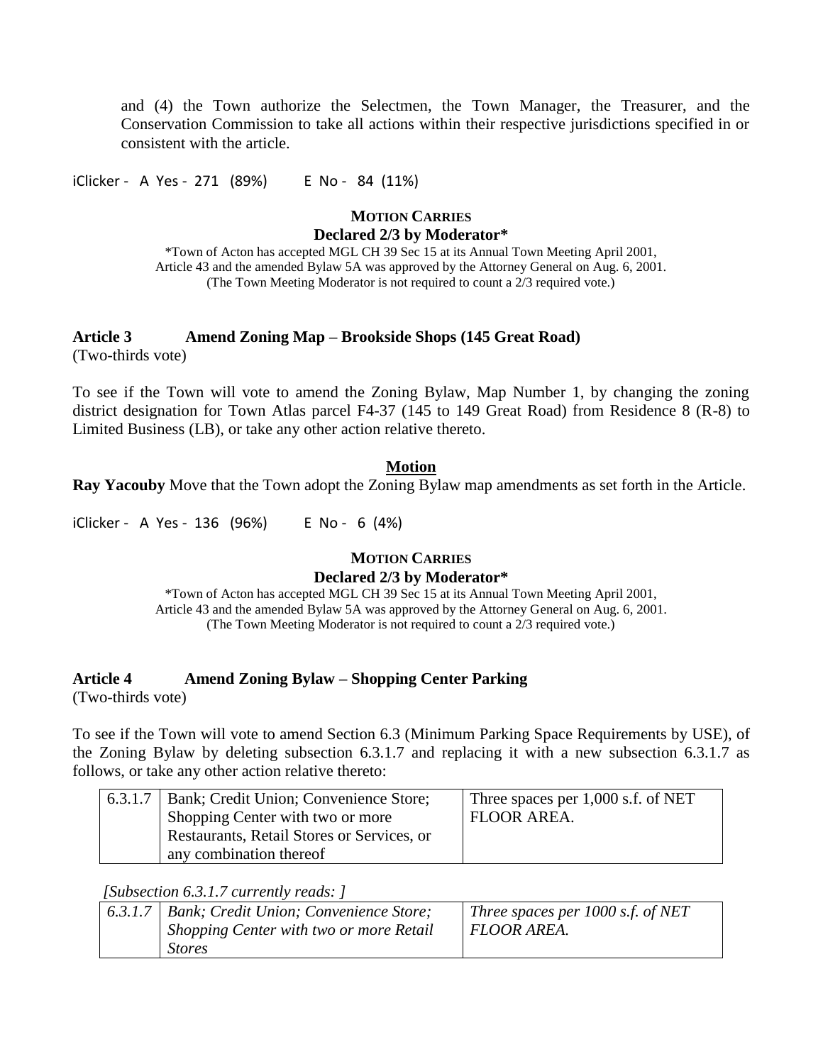and (4) the Town authorize the Selectmen, the Town Manager, the Treasurer, and the Conservation Commission to take all actions within their respective jurisdictions specified in or consistent with the article.

iClicker - A Yes - 271 (89%) E No - 84 (11%)

**MOTION CARRIES**
**Declared 2/3 by Moderator***

*Town of Acton has accepted MGL CH 39 Sec 15 at its Annual Town Meeting April 2001, Article 43 and the amended Bylaw 5A was approved by the Attorney General on Aug. 6, 2001. (The Town Meeting Moderator is not required to count a 2/3 required vote.)

**Article 3 Amend Zoning Map – Brookside Shops (145 Great Road)**
(Two-thirds vote)

To see if the Town will vote to amend the Zoning Bylaw, Map Number 1, by changing the zoning district designation for Town Atlas parcel F4-37 (145 to 149 Great Road) from Residence 8 (R-8) to Limited Business (LB), or take any other action relative thereto.

**Motion**

**Ray Yacouby** Move that the Town adopt the Zoning Bylaw map amendments as set forth in the Article.

iClicker - A Yes - 136 (96%) E No - 6 (4%)

**MOTION CARRIES**
**Declared 2/3 by Moderator***

*Town of Acton has accepted MGL CH 39 Sec 15 at its Annual Town Meeting April 2001, Article 43 and the amended Bylaw 5A was approved by the Attorney General on Aug. 6, 2001. (The Town Meeting Moderator is not required to count a 2/3 required vote.)

**Article 4 Amend Zoning Bylaw – Shopping Center Parking**
(Two-thirds vote)

To see if the Town will vote to amend Section 6.3 (Minimum Parking Space Requirements by USE), of the Zoning Bylaw by deleting subsection 6.3.1.7 and replacing it with a new subsection 6.3.1.7 as follows, or take any other action relative thereto:

| | | |
|---|---|---|
| 6.3.1.7 | Bank; Credit Union; Convenience Store; Shopping Center with two or more Restaurants, Retail Stores or Services, or any combination thereof | Three spaces per 1,000 s.f. of NET FLOOR AREA. |

*[Subsection 6.3.1.7 currently reads: ]*

| | | |
|---|---|---|
| *6.3.1.7* | *Bank; Credit Union; Convenience Store; Shopping Center with two or more Retail Stores* | *Three spaces per 1000 s.f. of NET FLOOR AREA.* |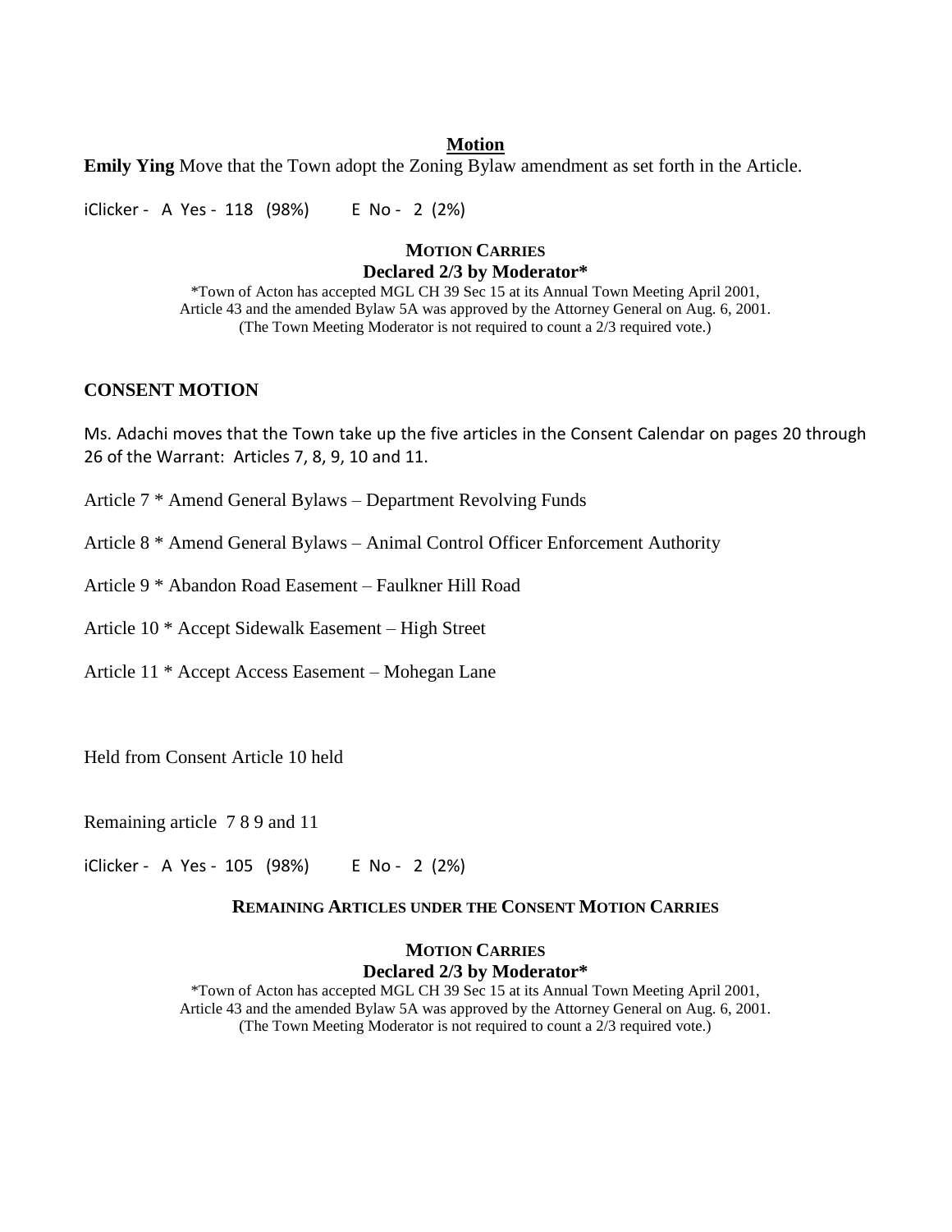**Motion**

**Emily Ying** Move that the Town adopt the Zoning Bylaw amendment as set forth in the Article.

iClicker - A Yes - 118 (98%) E No - 2 (2%)

**MOTION CARRIES**
**Declared 2/3 by Moderator***

*Town of Acton has accepted MGL CH 39 Sec 15 at its Annual Town Meeting April 2001, Article 43 and the amended Bylaw 5A was approved by the Attorney General on Aug. 6, 2001. (The Town Meeting Moderator is not required to count a 2/3 required vote.)

## CONSENT MOTION

Ms. Adachi moves that the Town take up the five articles in the Consent Calendar on pages 20 through 26 of the Warrant: Articles 7, 8, 9, 10 and 11.

Article 7 * Amend General Bylaws – Department Revolving Funds

Article 8 * Amend General Bylaws – Animal Control Officer Enforcement Authority

Article 9 * Abandon Road Easement – Faulkner Hill Road

Article 10 * Accept Sidewalk Easement – High Street

Article 11 * Accept Access Easement – Mohegan Lane

Held from Consent Article 10 held

Remaining article 7 8 9 and 11

iClicker - A Yes - 105 (98%) E No - 2 (2%)

**REMAINING ARTICLES UNDER THE CONSENT MOTION CARRIES**

**MOTION CARRIES**
**Declared 2/3 by Moderator***

*Town of Acton has accepted MGL CH 39 Sec 15 at its Annual Town Meeting April 2001, Article 43 and the amended Bylaw 5A was approved by the Attorney General on Aug. 6, 2001. (The Town Meeting Moderator is not required to count a 2/3 required vote.)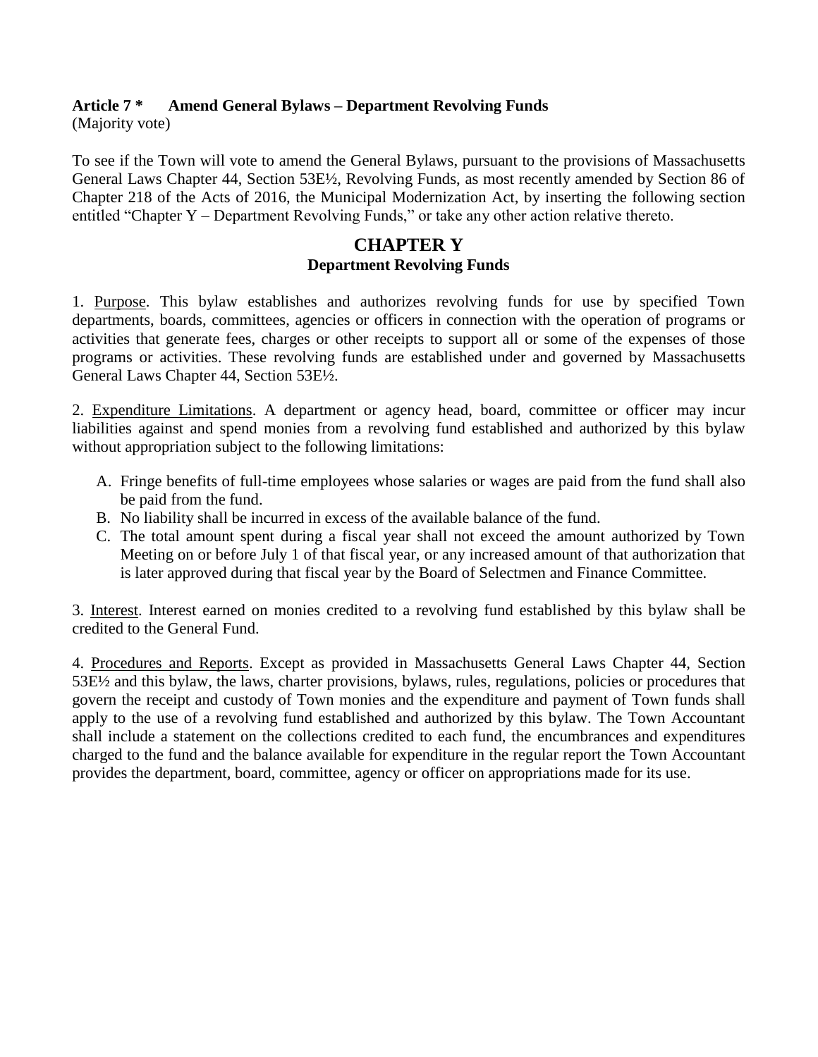**Article 7 \*	Amend General Bylaws – Department Revolving Funds**
(Majority vote)

To see if the Town will vote to amend the General Bylaws, pursuant to the provisions of Massachusetts General Laws Chapter 44, Section 53E½, Revolving Funds, as most recently amended by Section 86 of Chapter 218 of the Acts of 2016, the Municipal Modernization Act, by inserting the following section entitled "Chapter Y – Department Revolving Funds," or take any other action relative thereto.

## CHAPTER Y
### Department Revolving Funds

1. <u>Purpose</u>. This bylaw establishes and authorizes revolving funds for use by specified Town departments, boards, committees, agencies or officers in connection with the operation of programs or activities that generate fees, charges or other receipts to support all or some of the expenses of those programs or activities. These revolving funds are established under and governed by Massachusetts General Laws Chapter 44, Section 53E½.

2. <u>Expenditure Limitations</u>. A department or agency head, board, committee or officer may incur liabilities against and spend monies from a revolving fund established and authorized by this bylaw without appropriation subject to the following limitations:

A. Fringe benefits of full-time employees whose salaries or wages are paid from the fund shall also be paid from the fund.
B. No liability shall be incurred in excess of the available balance of the fund.
C. The total amount spent during a fiscal year shall not exceed the amount authorized by Town Meeting on or before July 1 of that fiscal year, or any increased amount of that authorization that is later approved during that fiscal year by the Board of Selectmen and Finance Committee.

3. <u>Interest</u>. Interest earned on monies credited to a revolving fund established by this bylaw shall be credited to the General Fund.

4. <u>Procedures and Reports</u>. Except as provided in Massachusetts General Laws Chapter 44, Section 53E½ and this bylaw, the laws, charter provisions, bylaws, rules, regulations, policies or procedures that govern the receipt and custody of Town monies and the expenditure and payment of Town funds shall apply to the use of a revolving fund established and authorized by this bylaw. The Town Accountant shall include a statement on the collections credited to each fund, the encumbrances and expenditures charged to the fund and the balance available for expenditure in the regular report the Town Accountant provides the department, board, committee, agency or officer on appropriations made for its use.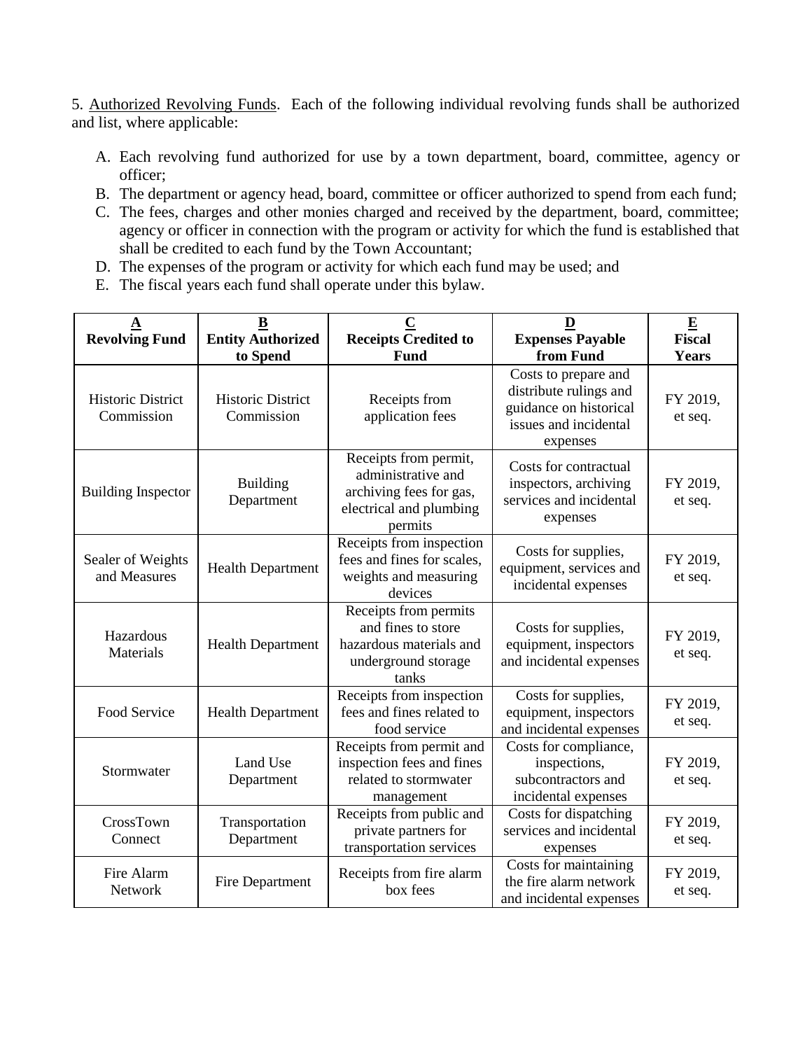5. Authorized Revolving Funds. Each of the following individual revolving funds shall be authorized and list, where applicable:

A. Each revolving fund authorized for use by a town department, board, committee, agency or officer;
B. The department or agency head, board, committee or officer authorized to spend from each fund;
C. The fees, charges and other monies charged and received by the department, board, committee; agency or officer in connection with the program or activity for which the fund is established that shall be credited to each fund by the Town Accountant;
D. The expenses of the program or activity for which each fund may be used; and
E. The fiscal years each fund shall operate under this bylaw.

| **A** Revolving Fund | **B** Entity Authorized to Spend | **C** Receipts Credited to Fund | **D** Expenses Payable from Fund | **E** Fiscal Years |
|---|---|---|---|---|
| Historic District Commission | Historic District Commission | Receipts from application fees | Costs to prepare and distribute rulings and guidance on historical issues and incidental expenses | FY 2019, et seq. |
| Building Inspector | Building Department | Receipts from permit, administrative and archiving fees for gas, electrical and plumbing permits | Costs for contractual inspectors, archiving services and incidental expenses | FY 2019, et seq. |
| Sealer of Weights and Measures | Health Department | Receipts from inspection fees and fines for scales, weights and measuring devices | Costs for supplies, equipment, services and incidental expenses | FY 2019, et seq. |
| Hazardous Materials | Health Department | Receipts from permits and fines to store hazardous materials and underground storage tanks | Costs for supplies, equipment, inspectors and incidental expenses | FY 2019, et seq. |
| Food Service | Health Department | Receipts from inspection fees and fines related to food service | Costs for supplies, equipment, inspectors and incidental expenses | FY 2019, et seq. |
| Stormwater | Land Use Department | Receipts from permit and inspection fees and fines related to stormwater management | Costs for compliance, inspections, subcontractors and incidental expenses | FY 2019, et seq. |
| CrossTown Connect | Transportation Department | Receipts from public and private partners for transportation services | Costs for dispatching services and incidental expenses | FY 2019, et seq. |
| Fire Alarm Network | Fire Department | Receipts from fire alarm box fees | Costs for maintaining the fire alarm network and incidental expenses | FY 2019, et seq. |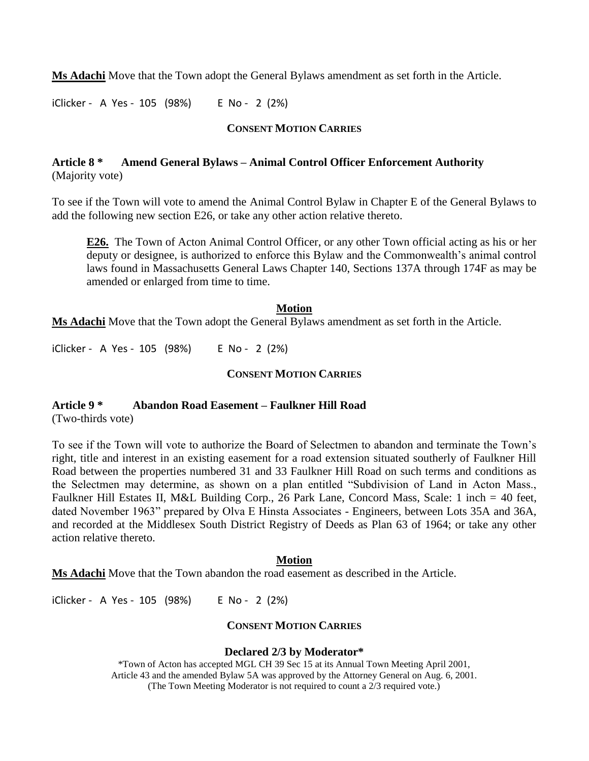**Ms Adachi** Move that the Town adopt the General Bylaws amendment as set forth in the Article.

iClicker - A Yes - 105 (98%)     E No - 2 (2%)

**CONSENT MOTION CARRIES**

**Article 8 \*     Amend General Bylaws – Animal Control Officer Enforcement Authority**
(Majority vote)

To see if the Town will vote to amend the Animal Control Bylaw in Chapter E of the General Bylaws to add the following new section E26, or take any other action relative thereto.

> **E26.** The Town of Acton Animal Control Officer, or any other Town official acting as his or her deputy or designee, is authorized to enforce this Bylaw and the Commonwealth's animal control laws found in Massachusetts General Laws Chapter 140, Sections 137A through 174F as may be amended or enlarged from time to time.

**Motion**

**Ms Adachi** Move that the Town adopt the General Bylaws amendment as set forth in the Article.

iClicker - A Yes - 105 (98%)     E No - 2 (2%)

**CONSENT MOTION CARRIES**

**Article 9 \*     Abandon Road Easement – Faulkner Hill Road**
(Two-thirds vote)

To see if the Town will vote to authorize the Board of Selectmen to abandon and terminate the Town's right, title and interest in an existing easement for a road extension situated southerly of Faulkner Hill Road between the properties numbered 31 and 33 Faulkner Hill Road on such terms and conditions as the Selectmen may determine, as shown on a plan entitled "Subdivision of Land in Acton Mass., Faulkner Hill Estates II, M&L Building Corp., 26 Park Lane, Concord Mass, Scale: 1 inch = 40 feet, dated November 1963" prepared by Olva E Hinsta Associates - Engineers, between Lots 35A and 36A, and recorded at the Middlesex South District Registry of Deeds as Plan 63 of 1964; or take any other action relative thereto.

**Motion**

**Ms Adachi** Move that the Town abandon the road easement as described in the Article.

iClicker - A Yes - 105 (98%)     E No - 2 (2%)

**CONSENT MOTION CARRIES**

**Declared 2/3 by Moderator\***

\*Town of Acton has accepted MGL CH 39 Sec 15 at its Annual Town Meeting April 2001, Article 43 and the amended Bylaw 5A was approved by the Attorney General on Aug. 6, 2001. (The Town Meeting Moderator is not required to count a 2/3 required vote.)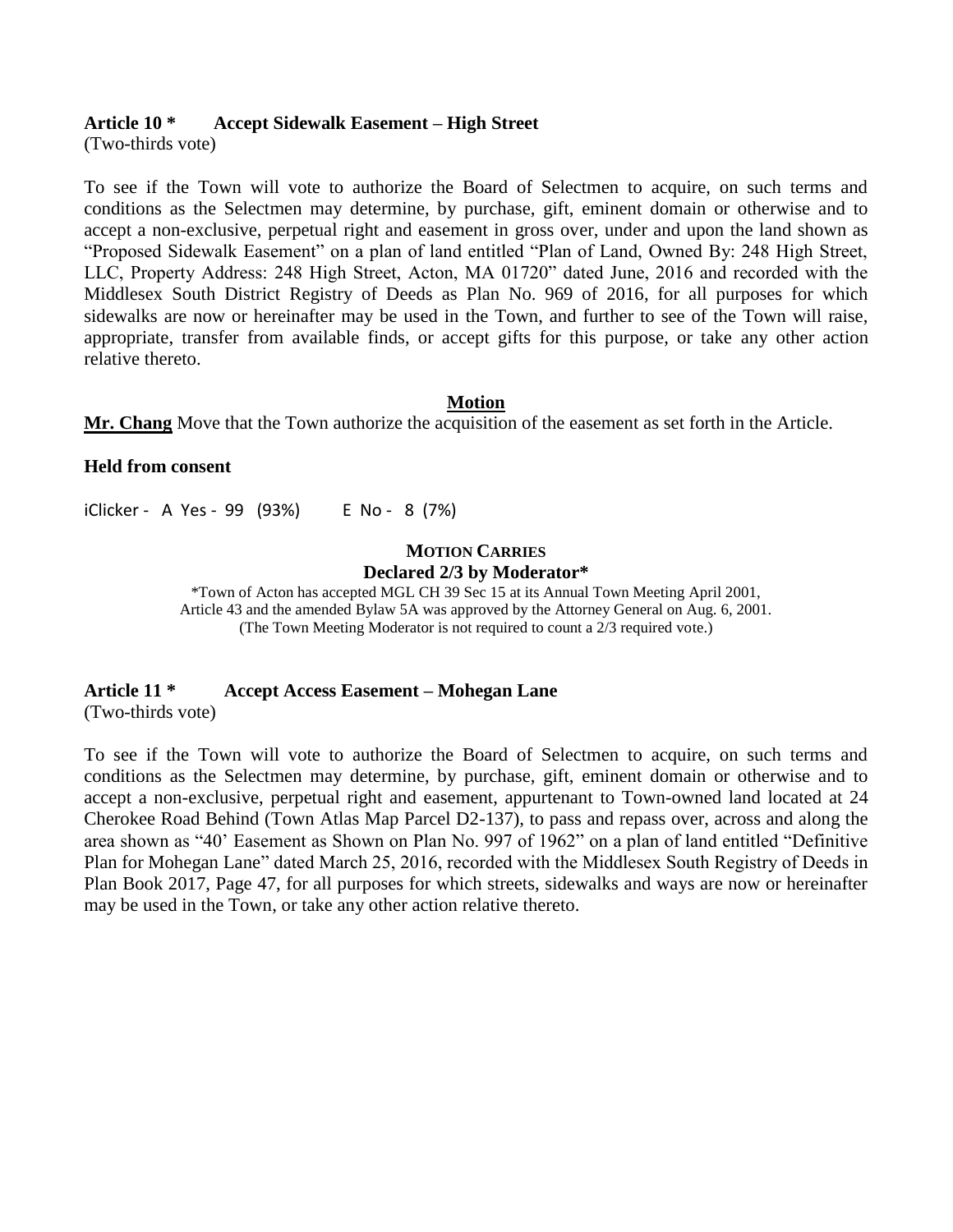**Article 10 *  Accept Sidewalk Easement – High Street**
(Two-thirds vote)

To see if the Town will vote to authorize the Board of Selectmen to acquire, on such terms and conditions as the Selectmen may determine, by purchase, gift, eminent domain or otherwise and to accept a non-exclusive, perpetual right and easement in gross over, under and upon the land shown as "Proposed Sidewalk Easement" on a plan of land entitled "Plan of Land, Owned By: 248 High Street, LLC, Property Address: 248 High Street, Acton, MA 01720" dated June, 2016 and recorded with the Middlesex South District Registry of Deeds as Plan No. 969 of 2016, for all purposes for which sidewalks are now or hereinafter may be used in the Town, and further to see of the Town will raise, appropriate, transfer from available finds, or accept gifts for this purpose, or take any other action relative thereto.

**Motion**

**Mr. Chang** Move that the Town authorize the acquisition of the easement as set forth in the Article.

**Held from consent**

iClicker - A Yes - 99 (93%)   E No - 8 (7%)

**MOTION CARRIES**
**Declared 2/3 by Moderator***

*Town of Acton has accepted MGL CH 39 Sec 15 at its Annual Town Meeting April 2001, Article 43 and the amended Bylaw 5A was approved by the Attorney General on Aug. 6, 2001. (The Town Meeting Moderator is not required to count a 2/3 required vote.)

**Article 11 *  Accept Access Easement – Mohegan Lane**
(Two-thirds vote)

To see if the Town will vote to authorize the Board of Selectmen to acquire, on such terms and conditions as the Selectmen may determine, by purchase, gift, eminent domain or otherwise and to accept a non-exclusive, perpetual right and easement, appurtenant to Town-owned land located at 24 Cherokee Road Behind (Town Atlas Map Parcel D2-137), to pass and repass over, across and along the area shown as "40' Easement as Shown on Plan No. 997 of 1962" on a plan of land entitled "Definitive Plan for Mohegan Lane" dated March 25, 2016, recorded with the Middlesex South Registry of Deeds in Plan Book 2017, Page 47, for all purposes for which streets, sidewalks and ways are now or hereinafter may be used in the Town, or take any other action relative thereto.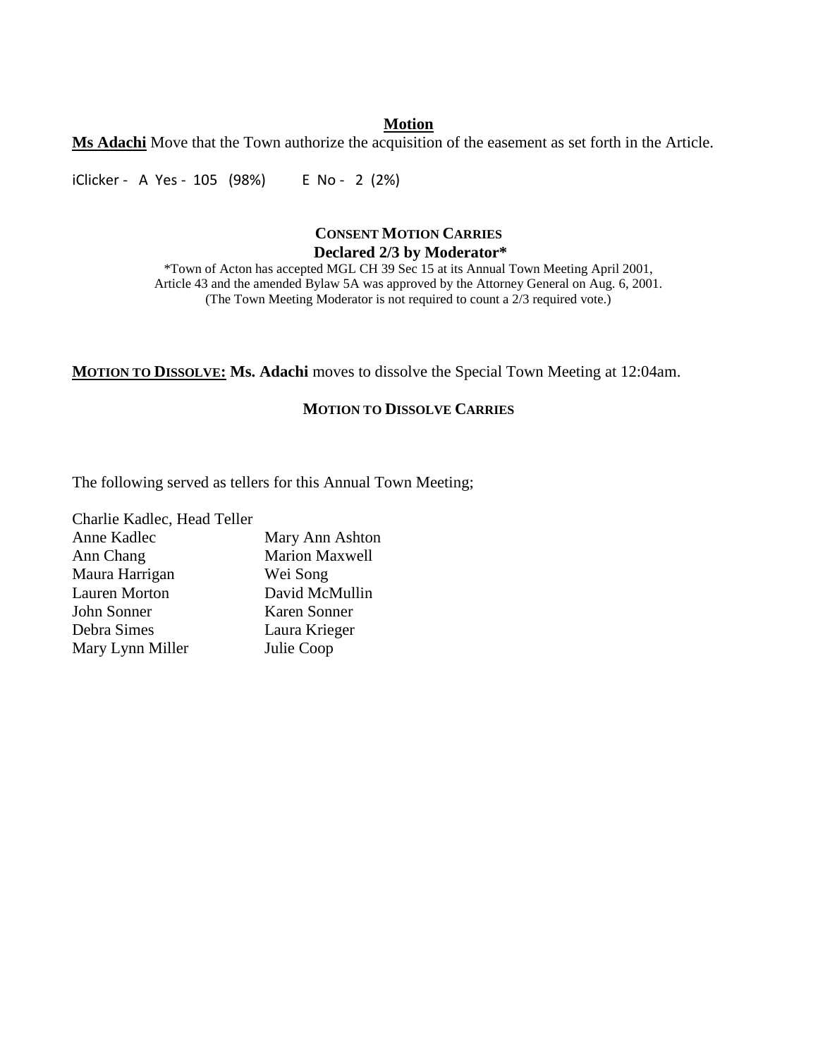**Motion**

**Ms Adachi** Move that the Town authorize the acquisition of the easement as set forth in the Article.

iClicker - A Yes - 105 (98%)  E No - 2 (2%)

**CONSENT MOTION CARRIES**

**Declared 2/3 by Moderator***

*Town of Acton has accepted MGL CH 39 Sec 15 at its Annual Town Meeting April 2001, Article 43 and the amended Bylaw 5A was approved by the Attorney General on Aug. 6, 2001. (The Town Meeting Moderator is not required to count a 2/3 required vote.)

**MOTION TO DISSOLVE: Ms. Adachi** moves to dissolve the Special Town Meeting at 12:04am.

**MOTION TO DISSOLVE CARRIES**

The following served as tellers for this Annual Town Meeting;

Charlie Kadlec, Head Teller

| | |
|---|---|
| Anne Kadlec | Mary Ann Ashton |
| Ann Chang | Marion Maxwell |
| Maura Harrigan | Wei Song |
| Lauren Morton | David McMullin |
| John Sonner | Karen Sonner |
| Debra Simes | Laura Krieger |
| Mary Lynn Miller | Julie Coop |